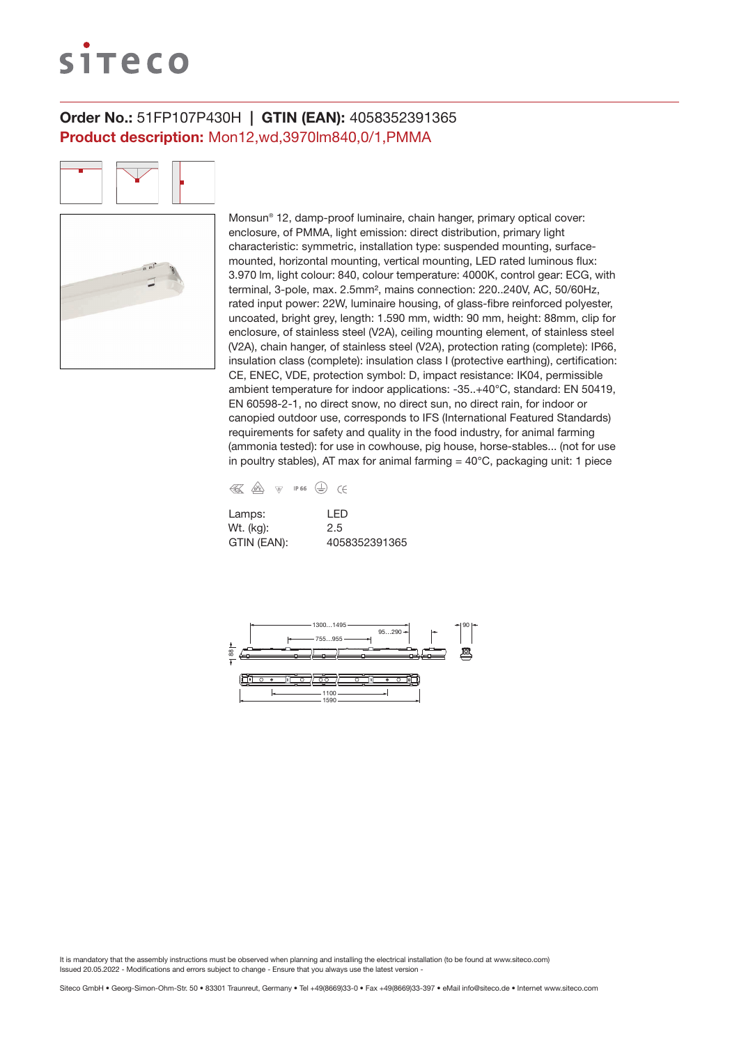**Order No.:** 51FP107P430H | **GTIN (EAN):** 4058352391365

**Product description:** Mon12,wd,3970lm840,0/1,PMMA

Monsun® 12, damp-proof luminaire, chain hanger, primary optical cover: enclosure, of PMMA, light emission: direct distribution, primary light characteristic: symmetric, installation type: suspended mounting, surface-mounted, horizontal mounting, vertical mounting, LED rated luminous flux: 3.970 lm, light colour: 840, colour temperature: 4000K, control gear: ECG, with terminal, 3-pole, max. 2.5mm², mains connection: 220..240V, AC, 50/60Hz, rated input power: 22W, luminaire housing, of glass-fibre reinforced polyester, uncoated, bright grey, length: 1.590 mm, width: 90 mm, height: 88mm, clip for enclosure, of stainless steel (V2A), ceiling mounting element, of stainless steel (V2A), chain hanger, of stainless steel (V2A), protection rating (complete): IP66, insulation class (complete): insulation class I (protective earthing), certification: CE, ENEC, VDE, protection symbol: D, impact resistance: IK04, permissible ambient temperature for indoor applications: -35..+40°C, standard: EN 50419, EN 60598-2-1, no direct snow, no direct sun, no direct rain, for indoor or canopied outdoor use, corresponds to IFS (International Featured Standards) requirements for safety and quality in the food industry, for animal farming (ammonia tested): for use in cowhouse, pig house, horse-stables... (not for use in poultry stables), AT max for animal farming = 40°C, packaging unit: 1 piece

IP 66 CE

| | |
|---|---|
| Lamps: | LED |
| Wt. (kg): | 2.5 |
| GTIN (EAN): | 4058352391365 |

1300...1495
755...955
95...290
90
88
1100
1590

It is mandatory that the assembly instructions must be observed when planning and installing the electrical installation (to be found at www.siteco.com)
Issued 20.05.2022 - Modifications and errors subject to change - Ensure that you always use the latest version -

Siteco GmbH • Georg-Simon-Ohm-Str. 50 • 83301 Traunreut, Germany • Tel +49(8669)33-0 • Fax +49(8669)33-397 • eMail info@siteco.de • Internet www.siteco.com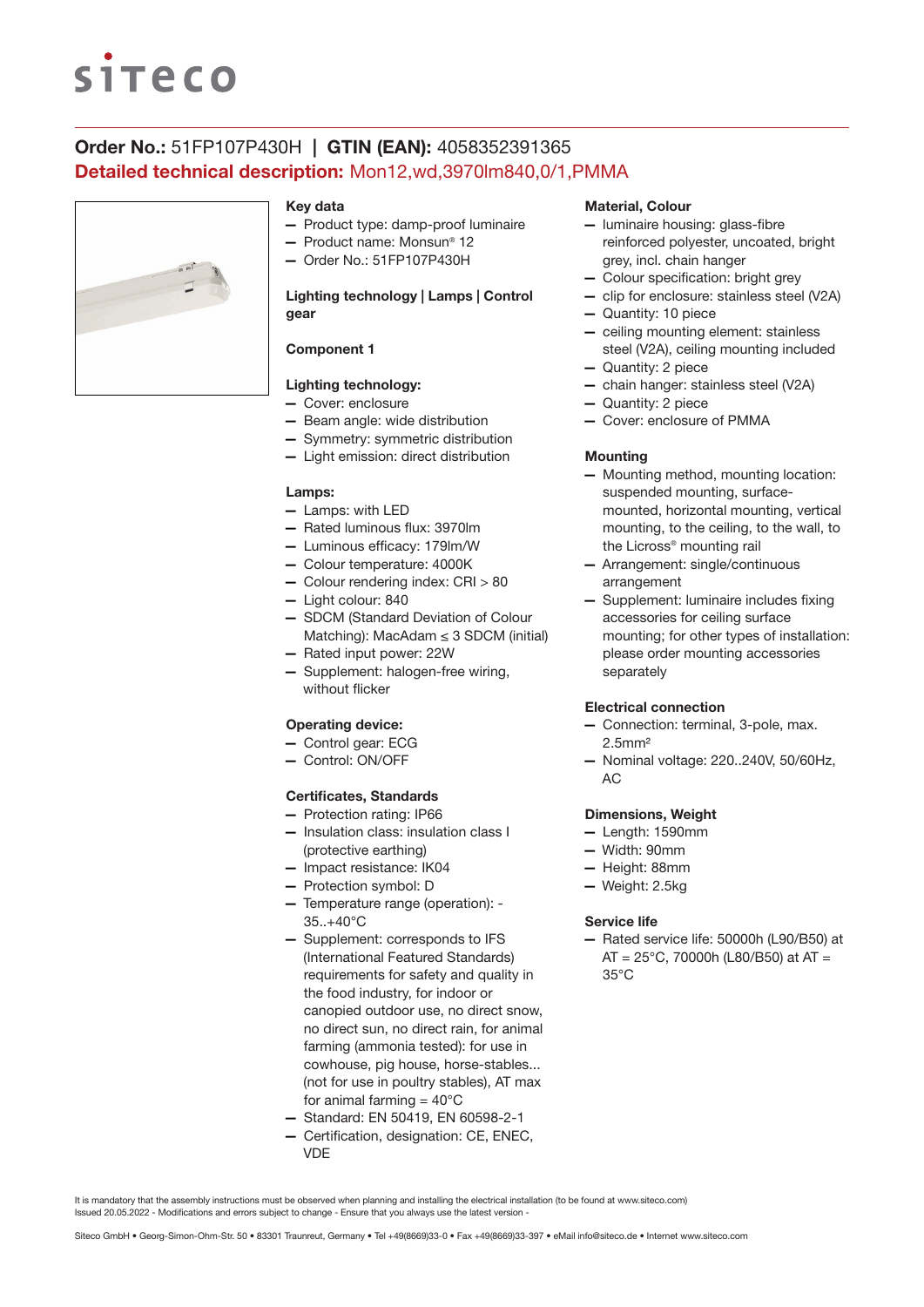**Order No.:** 51FP107P430H | **GTIN (EAN):** 4058352391365

**Detailed technical description:** Mon12,wd,3970lm840,0/1,PMMA

### Key data

- Product type: damp-proof luminaire
- Product name: Monsun® 12
- Order No.: 51FP107P430H

### Lighting technology | Lamps | Control gear

#### Component 1

#### Lighting technology:

- Cover: enclosure
- Beam angle: wide distribution
- Symmetry: symmetric distribution
- Light emission: direct distribution

#### Lamps:

- Lamps: with LED
- Rated luminous flux: 3970lm
- Luminous efficacy: 179lm/W
- Colour temperature: 4000K
- Colour rendering index: CRI > 80
- Light colour: 840
- SDCM (Standard Deviation of Colour Matching): MacAdam ≤ 3 SDCM (initial)
- Rated input power: 22W
- Supplement: halogen-free wiring, without flicker

#### Operating device:

- Control gear: ECG
- Control: ON/OFF

### Certificates, Standards

- Protection rating: IP66
- Insulation class: insulation class I (protective earthing)
- Impact resistance: IK04
- Protection symbol: D
- Temperature range (operation): -35..+40°C
- Supplement: corresponds to IFS (International Featured Standards) requirements for safety and quality in the food industry, for indoor or canopied outdoor use, no direct snow, no direct rain, no direct sun, for animal farming (ammonia tested): for use in cowhouse, pig house, horse-stables... (not for use in poultry stables), AT max for animal farming = 40°C
- Standard: EN 50419, EN 60598-2-1
- Certification, designation: CE, ENEC, VDE

### Material, Colour

- luminaire housing: glass-fibre reinforced polyester, uncoated, bright grey, incl. chain hanger
- Colour specification: bright grey
- clip for enclosure: stainless steel (V2A)
- Quantity: 10 piece
- ceiling mounting element: stainless steel (V2A), ceiling mounting included
- Quantity: 2 piece
- chain hanger: stainless steel (V2A)
- Quantity: 2 piece
- Cover: enclosure of PMMA

### Mounting

- Mounting method, mounting location: suspended mounting, surface-mounted, horizontal mounting, vertical mounting, to the ceiling, to the wall, to the Licross® mounting rail
- Arrangement: single/continuous arrangement
- Supplement: luminaire includes fixing accessories for ceiling surface mounting; for other types of installation: please order mounting accessories separately

### Electrical connection

- Connection: terminal, 3-pole, max. 2.5mm²
- Nominal voltage: 220..240V, 50/60Hz, AC

### Dimensions, Weight

- Length: 1590mm
- Width: 90mm
- Height: 88mm
- Weight: 2.5kg

### Service life

- Rated service life: 50000h (L90/B50) at AT = 25°C, 70000h (L80/B50) at AT = 35°C

It is mandatory that the assembly instructions must be observed when planning and installing the electrical installation (to be found at www.siteco.com)
Issued 20.05.2022 - Modifications and errors subject to change - Ensure that you always use the latest version -

Siteco GmbH • Georg-Simon-Ohm-Str. 50 • 83301 Traunreut, Germany • Tel +49(8669)33-0 • Fax +49(8669)33-397 • eMail info@siteco.de • Internet www.siteco.com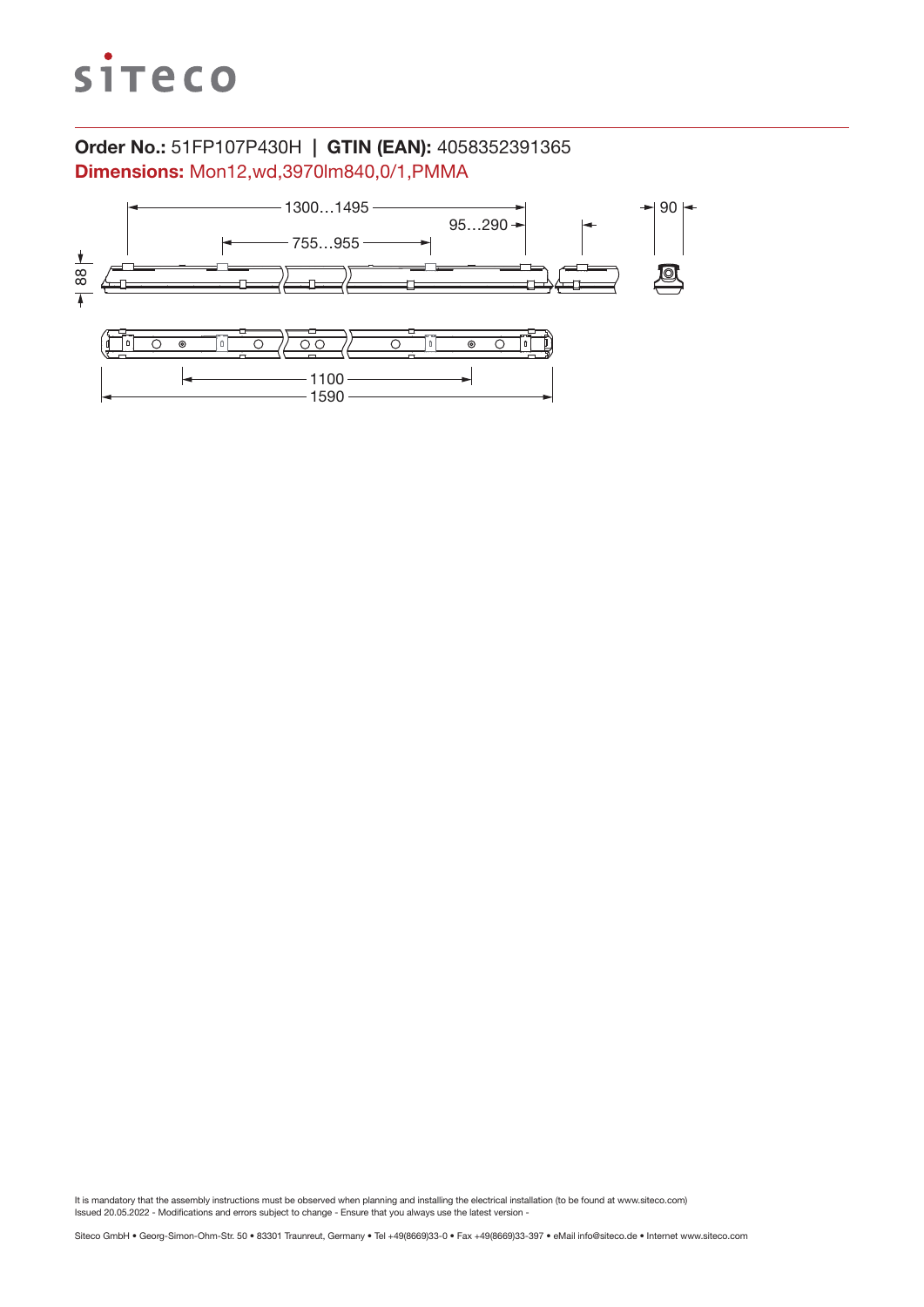**Order No.:** 51FP107P430H | **GTIN (EAN):** 4058352391365

**Dimensions:** Mon12,wd,3970lm840,0/1,PMMA

1300…1495

95…290

90

755…955

88

1100

1590

It is mandatory that the assembly instructions must be observed when planning and installing the electrical installation (to be found at www.siteco.com)
Issued 20.05.2022 - Modifications and errors subject to change - Ensure that you always use the latest version -

Siteco GmbH • Georg-Simon-Ohm-Str. 50 • 83301 Traunreut, Germany • Tel +49(8669)33-0 • Fax +49(8669)33-397 • eMail info@siteco.de • Internet www.siteco.com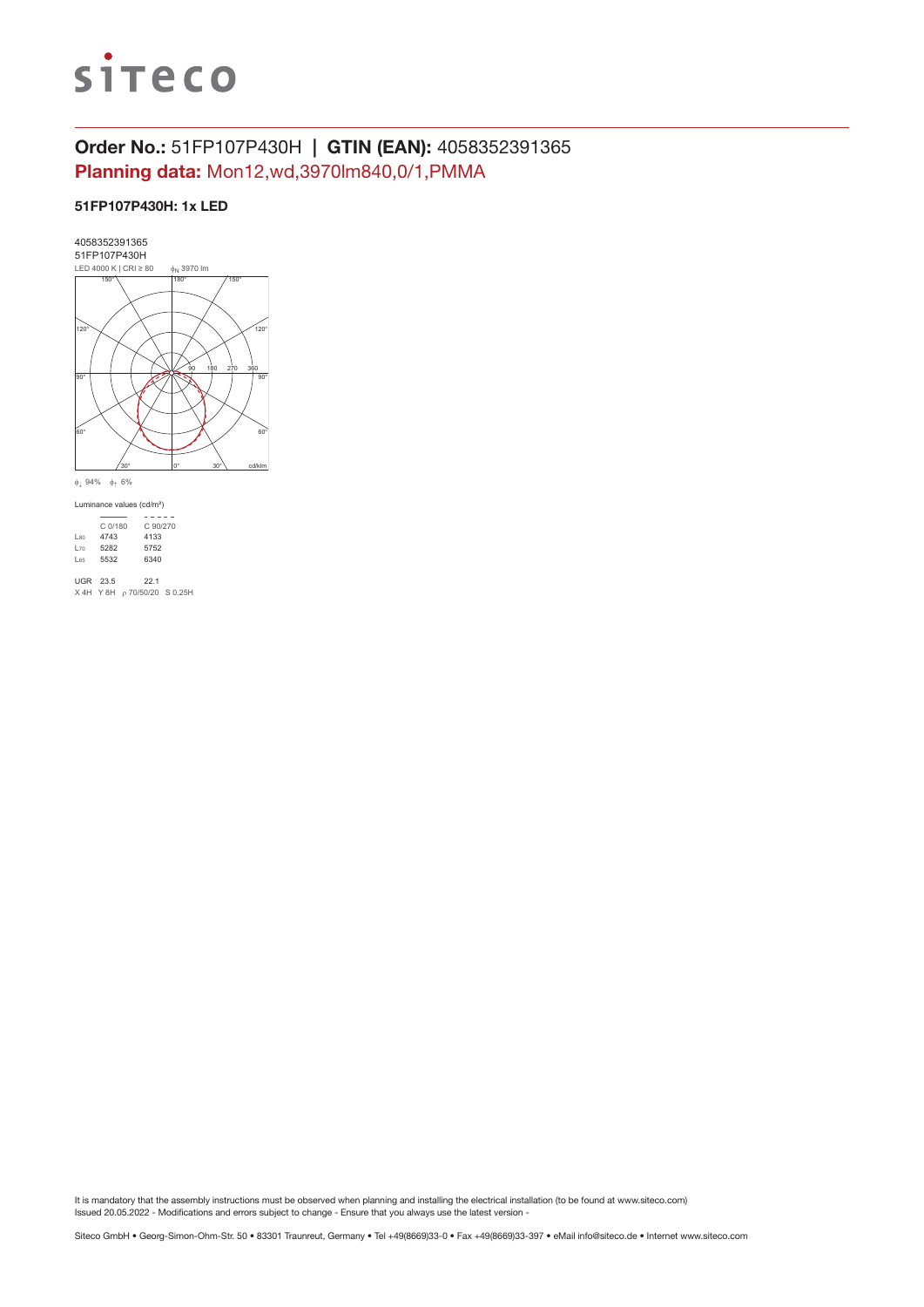siteco

## **Order No.:** 51FP107P430H | **GTIN (EAN):** 4058352391365

## **Planning data:** Mon12,wd,3970lm840,0/1,PMMA

### 51FP107P430H: 1x LED

4058352391365
51FP107P430H
LED 4000 K | CRI ≥ 80 $\phi_N$ 3970 lm

150° 180° 150°
120° 120°
90 180 270 360
90° 90°
60° 60°
30° 0° 30° cd/klm

$\phi_\downarrow$ 94% $\phi_\uparrow$ 6%

Luminance values (cd/m²)

| | C 0/180 | C 90/270 |
|---|---|---|
| $L_{80}$ | 4743 | 4133 |
| $L_{70}$ | 5282 | 5752 |
| $L_{65}$ | 5532 | 6340 |
| | | |
| UGR | 23.5 | 22.1 |

X 4H Y 8H ρ 70/50/20 S 0.25H

It is mandatory that the assembly instructions must be observed when planning and installing the electrical installation (to be found at www.siteco.com)
Issued 20.05.2022 - Modifications and errors subject to change - Ensure that you always use the latest version -

Siteco GmbH • Georg-Simon-Ohm-Str. 50 • 83301 Traunreut, Germany • Tel +49(8669)33-0 • Fax +49(8669)33-397 • eMail info@siteco.de • Internet www.siteco.com